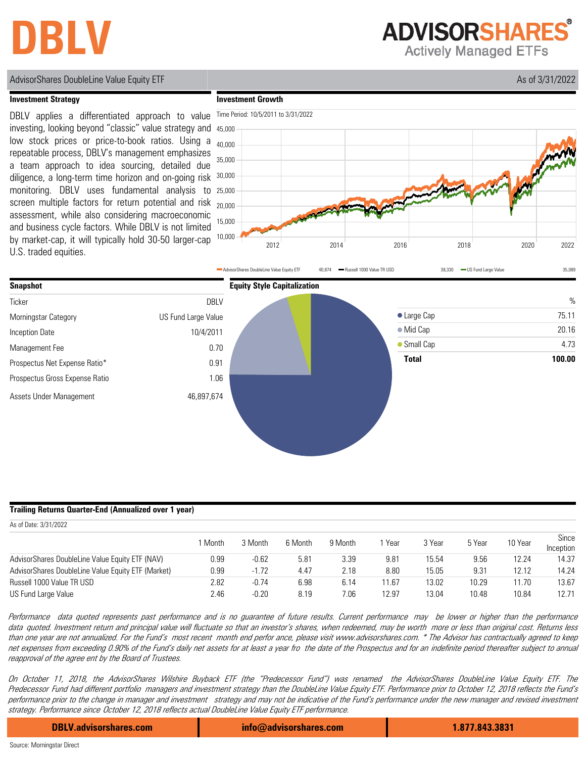# DBLV

**ADVISORSHARES®**
Actively Managed ETFs

AdvisorShares DoubleLine Value Equity ETF — As of 3/31/2022

## Investment Strategy

DBLV applies a differentiated approach to value investing, looking beyond "classic" value strategy and low stock prices or price-to-book ratios. Using a repeatable process, DBLV's management emphasizes a team approach to idea sourcing, detailed due diligence, a long-term time horizon and on-going risk monitoring. DBLV uses fundamental analysis to screen multiple factors for return potential and risk assessment, while also considering macroeconomic and business cycle factors. While DBLV is not limited by market-cap, it will typically hold 30-50 larger-cap U.S. traded equities.

## Investment Growth

Time Period: 10/5/2011 to 3/31/2022

| Series | Value |
|---|---|
| AdvisorShares DoubleLine Value Equity ETF | 40,874 |
| Russell 1000 Value TR USD | 38,330 |
| US Fund Large Value | 35,089 |

## Snapshot

| | |
|---|---|
| Ticker | DBLV |
| Morningstar Category | US Fund Large Value |
| Inception Date | 10/4/2011 |
| Management Fee | 0.70 |
| Prospectus Net Expense Ratio* | 0.91 |
| Prospectus Gross Expense Ratio | 1.06 |
| Assets Under Management | 46,897,674 |

## Equity Style Capitalization

| | % |
|---|---|
| Large Cap | 75.11 |
| Mid Cap | 20.16 |
| Small Cap | 4.73 |
| **Total** | **100.00** |

## Trailing Returns Quarter-End (Annualized over 1 year)

As of Date: 3/31/2022

| | 1 Month | 3 Month | 6 Month | 9 Month | 1 Year | 3 Year | 5 Year | 10 Year | Since Inception |
|---|---|---|---|---|---|---|---|---|---|
| AdvisorShares DoubleLine Value Equity ETF (NAV) | 0.99 | -0.62 | 5.81 | 3.39 | 9.81 | 15.54 | 9.56 | 12.24 | 14.37 |
| AdvisorShares DoubleLine Value Equity ETF (Market) | 0.99 | -1.72 | 4.47 | 2.18 | 8.80 | 15.05 | 9.31 | 12.12 | 14.24 |
| Russell 1000 Value TR USD | 2.82 | -0.74 | 6.98 | 6.14 | 11.67 | 13.02 | 10.29 | 11.70 | 13.67 |
| US Fund Large Value | 2.46 | -0.20 | 8.19 | 7.06 | 12.97 | 13.04 | 10.48 | 10.84 | 12.71 |

*Performance data quoted represents past performance and is no guarantee of future results. Current performance may be lower or higher than the performance data quoted. Investment return and principal value will fluctuate so that an investor's shares, when redeemed, may be worth more or less than original cost. Returns less than one year are not annualized. For the Fund's most recent month end perfor ance, please visit www.advisorshares.com. * The Advisor has contractually agreed to keep net expenses from exceeding 0.90% of the Fund's daily net assets for at least a year fro the date of the Prospectus and for an indefinite period thereafter subject to annual reapproval of the agree ent by the Board of Trustees.*

*On October 11, 2018, the AdvisorShares Wilshire Buyback ETF (the "Predecessor Fund") was renamed the AdvisorShares DoubleLine Value Equity ETF. The Predecessor Fund had different portfolio managers and investment strategy than the DoubleLine Value Equity ETF. Performance prior to October 12, 2018 reflects the Fund's performance prior to the change in manager and investment strategy and may not be indicative of the Fund's performance under the new manager and revised investment strategy. Performance since October 12, 2018 reflects actual DoubleLine Value Equity ETF performance.*

**DBLV.advisorshares.com** | **info@advisorshares.com** | **1.877.843.3831**

Source: Morningstar Direct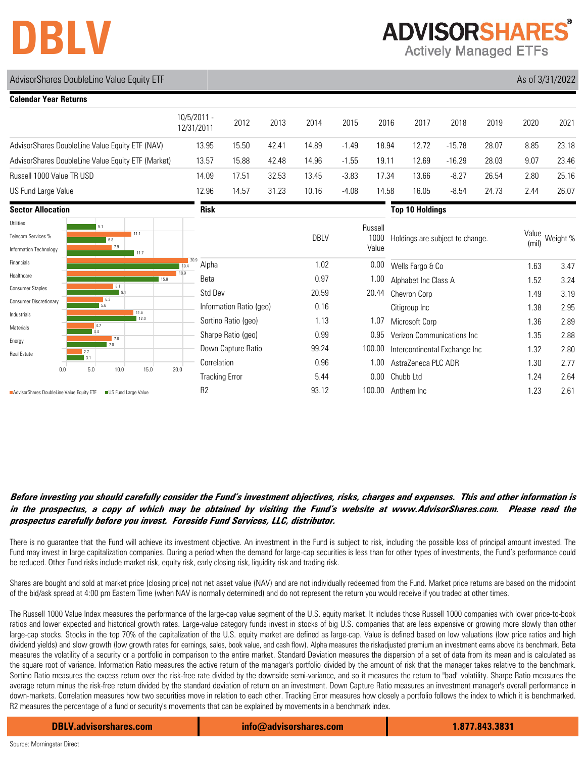# DBLV

**ADVISORSHARES**
Actively Managed ETFs

AdvisorShares DoubleLine Value Equity ETF — As of 3/31/2022

## Calendar Year Returns

| | 10/5/2011 - 12/31/2011 | 2012 | 2013 | 2014 | 2015 | 2016 | 2017 | 2018 | 2019 | 2020 | 2021 |
|---|---|---|---|---|---|---|---|---|---|---|---|
| AdvisorShares DoubleLine Value Equity ETF (NAV) | 13.95 | 15.50 | 42.41 | 14.89 | -1.49 | 18.94 | 12.72 | -15.78 | 28.07 | 8.85 | 23.18 |
| AdvisorShares DoubleLine Value Equity ETF (Market) | 13.57 | 15.88 | 42.48 | 14.96 | -1.55 | 19.11 | 12.69 | -16.29 | 28.03 | 9.07 | 23.46 |
| Russell 1000 Value TR USD | 14.09 | 17.51 | 32.53 | 13.45 | -3.83 | 17.34 | 13.66 | -8.27 | 26.54 | 2.80 | 25.16 |
| US Fund Large Value | 12.96 | 14.57 | 31.23 | 10.16 | -4.08 | 14.58 | 16.05 | -8.54 | 24.73 | 2.44 | 26.07 |

## Sector Allocation

Utilities
5.1
Telecom Services %
11.1
6.8
Information Technology
7.9
11.7
Financials
20.9
19.4
Healthcare
18.9
15.8
Consumer Staples
8.1
9.1
Consumer Discretionary
6.3
5.6
Industrials
11.6
12.0
Materials
4.7
4.4
Energy
7.8
7.0
Real Estate
2.7
3.1

0.0 5.0 10.0 15.0 20.0

AdvisorShares DoubleLine Value Equity ETF — US Fund Large Value

## Risk

| | DBLV | Russell 1000 Value |
|---|---|---|
| Alpha | 1.02 | 0.00 |
| Beta | 0.97 | 1.00 |
| Std Dev | 20.59 | 20.44 |
| Information Ratio (geo) | 0.16 | |
| Sortino Ratio (geo) | 1.13 | 1.07 |
| Sharpe Ratio (geo) | 0.99 | 0.95 |
| Down Capture Ratio | 99.24 | 100.00 |
| Correlation | 0.96 | 1.00 |
| Tracking Error | 5.44 | 0.00 |
| R2 | 93.12 | 100.00 |

## Top 10 Holdings

| Holdings are subject to change. | Value (mil) | Weight % |
|---|---|---|
| Wells Fargo & Co | 1.63 | 3.47 |
| Alphabet Inc Class A | 1.52 | 3.24 |
| Chevron Corp | 1.49 | 3.19 |
| Citigroup Inc | 1.38 | 2.95 |
| Microsoft Corp | 1.36 | 2.89 |
| Verizon Communications Inc | 1.35 | 2.88 |
| Intercontinental Exchange Inc | 1.32 | 2.80 |
| AstraZeneca PLC ADR | 1.30 | 2.77 |
| Chubb Ltd | 1.24 | 2.64 |
| Anthem Inc | 1.23 | 2.61 |

***Before investing you should carefully consider the Fund's investment objectives, risks, charges and expenses. This and other information is in the prospectus, a copy of which may be obtained by visiting the Fund's website at www.AdvisorShares.com. Please read the prospectus carefully before you invest. Foreside Fund Services, LLC, distributor.***

There is no guarantee that the Fund will achieve its investment objective. An investment in the Fund is subject to risk, including the possible loss of principal amount invested. The Fund may invest in large capitalization companies. During a period when the demand for large-cap securities is less than for other types of investments, the Fund's performance could be reduced. Other Fund risks include market risk, equity risk, early closing risk, liquidity risk and trading risk.

Shares are bought and sold at market price (closing price) not net asset value (NAV) and are not individually redeemed from the Fund. Market price returns are based on the midpoint of the bid/ask spread at 4:00 pm Eastern Time (when NAV is normally determined) and do not represent the return you would receive if you traded at other times.

The Russell 1000 Value Index measures the performance of the large-cap value segment of the U.S. equity market. It includes those Russell 1000 companies with lower price-to-book ratios and lower expected and historical growth rates. Large-value category funds invest in stocks of big U.S. companies that are less expensive or growing more slowly than other large-cap stocks. Stocks in the top 70% of the capitalization of the U.S. equity market are defined as large-cap. Value is defined based on low valuations (low price ratios and high dividend yields) and slow growth (low growth rates for earnings, sales, book value, and cash flow). Alpha measures the riskadjusted premium an investment earns above its benchmark. Beta measures the volatility of a security or a portfolio in comparison to the entire market. Standard Deviation measures the dispersion of a set of data from its mean and is calculated as the square root of variance. Information Ratio measures the active return of the manager's portfolio divided by the amount of risk that the manager takes relative to the benchmark. Sortino Ratio measures the excess return over the risk-free rate divided by the downside semi-variance, and so it measures the return to "bad" volatility. Sharpe Ratio measures the average return minus the risk-free return divided by the standard deviation of return on an investment. Down Capture Ratio measures an investment manager's overall performance in down-markets. Correlation measures how two securities move in relation to each other. Tracking Error measures how closely a portfolio follows the index to which it is benchmarked. R2 measures the percentage of a fund or security's movements that can be explained by movements in a benchmark index.

**DBLV.advisorshares.com** | **info@advisorshares.com** | **1.877.843.3831**

Source: Morningstar Direct